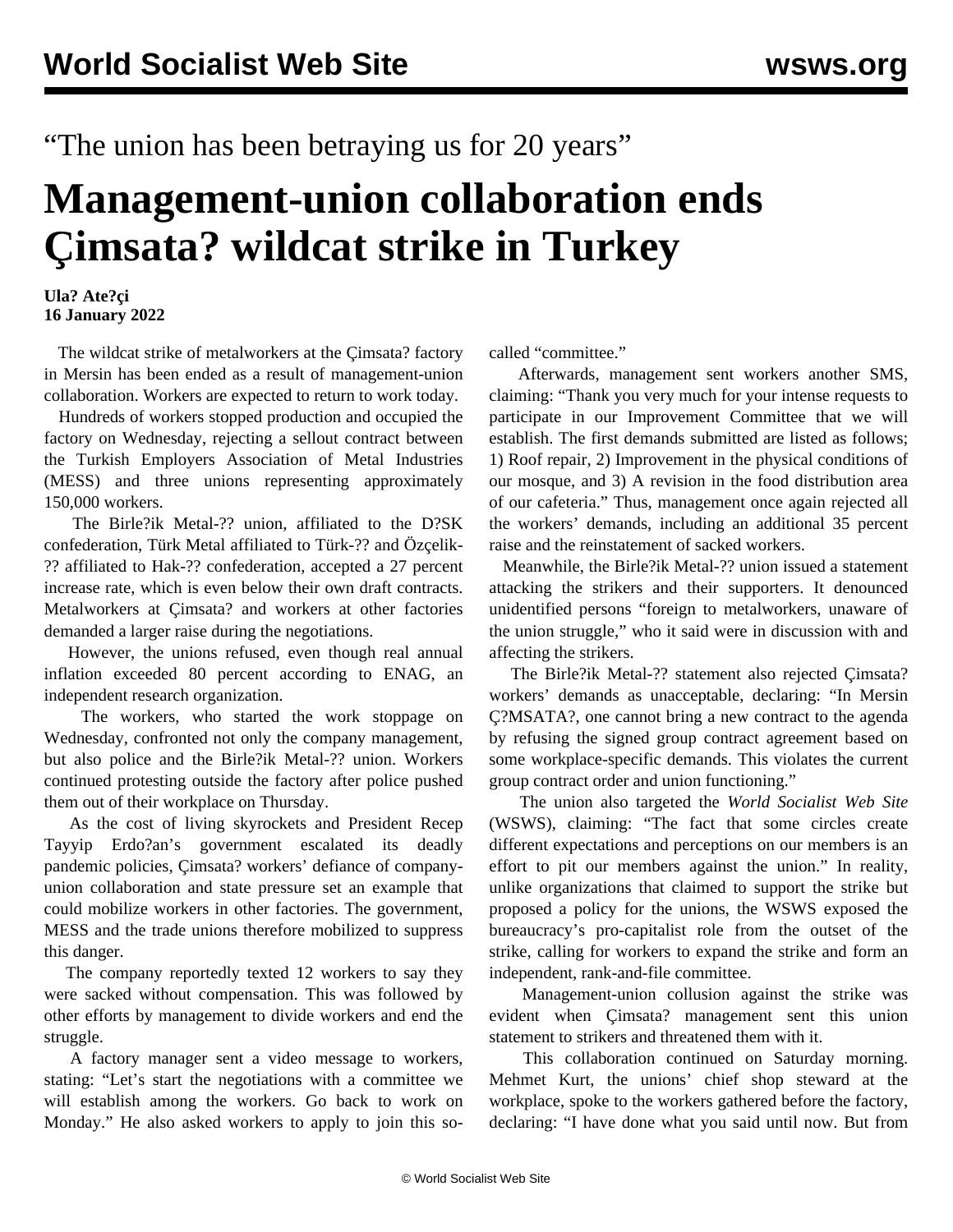“The union has been betraying us for 20 years”

# Management-union collaboration ends Çimsata? wildcat strike in Turkey

**Ula? Ate?çi**
**16 January 2022**

The wildcat strike of metalworkers at the Çimsata? factory in Mersin has been ended as a result of management-union collaboration. Workers are expected to return to work today.

Hundreds of workers stopped production and occupied the factory on Wednesday, rejecting a sellout contract between the Turkish Employers Association of Metal Industries (MESS) and three unions representing approximately 150,000 workers.

The Birle?ik Metal-?? union, affiliated to the D?SK confederation, Türk Metal affiliated to Türk-?? and Özçelik-?? affiliated to Hak-?? confederation, accepted a 27 percent increase rate, which is even below their own draft contracts. Metalworkers at Çimsata? and workers at other factories demanded a larger raise during the negotiations.

However, the unions refused, even though real annual inflation exceeded 80 percent according to ENAG, an independent research organization.

The workers, who started the work stoppage on Wednesday, confronted not only the company management, but also police and the Birle?ik Metal-?? union. Workers continued protesting outside the factory after police pushed them out of their workplace on Thursday.

As the cost of living skyrockets and President Recep Tayyip Erdo?an’s government escalated its deadly pandemic policies, Çimsata? workers’ defiance of company-union collaboration and state pressure set an example that could mobilize workers in other factories. The government, MESS and the trade unions therefore mobilized to suppress this danger.

The company reportedly texted 12 workers to say they were sacked without compensation. This was followed by other efforts by management to divide workers and end the struggle.

A factory manager sent a video message to workers, stating: “Let’s start the negotiations with a committee we will establish among the workers. Go back to work on Monday.” He also asked workers to apply to join this so-called “committee.”

Afterwards, management sent workers another SMS, claiming: “Thank you very much for your intense requests to participate in our Improvement Committee that we will establish. The first demands submitted are listed as follows; 1) Roof repair, 2) Improvement in the physical conditions of our mosque, and 3) A revision in the food distribution area of our cafeteria.” Thus, management once again rejected all the workers’ demands, including an additional 35 percent raise and the reinstatement of sacked workers.

Meanwhile, the Birle?ik Metal-?? union issued a statement attacking the strikers and their supporters. It denounced unidentified persons “foreign to metalworkers, unaware of the union struggle,” who it said were in discussion with and affecting the strikers.

The Birle?ik Metal-?? statement also rejected Çimsata? workers’ demands as unacceptable, declaring: “In Mersin Ç?MSATA?, one cannot bring a new contract to the agenda by refusing the signed group contract agreement based on some workplace-specific demands. This violates the current group contract order and union functioning.”

The union also targeted the *World Socialist Web Site* (WSWS), claiming: “The fact that some circles create different expectations and perceptions on our members is an effort to pit our members against the union.” In reality, unlike organizations that claimed to support the strike but proposed a policy for the unions, the WSWS exposed the bureaucracy’s pro-capitalist role from the outset of the strike, calling for workers to expand the strike and form an independent, rank-and-file committee.

Management-union collusion against the strike was evident when Çimsata? management sent this union statement to strikers and threatened them with it.

This collaboration continued on Saturday morning. Mehmet Kurt, the unions’ chief shop steward at the workplace, spoke to the workers gathered before the factory, declaring: “I have done what you said until now. But from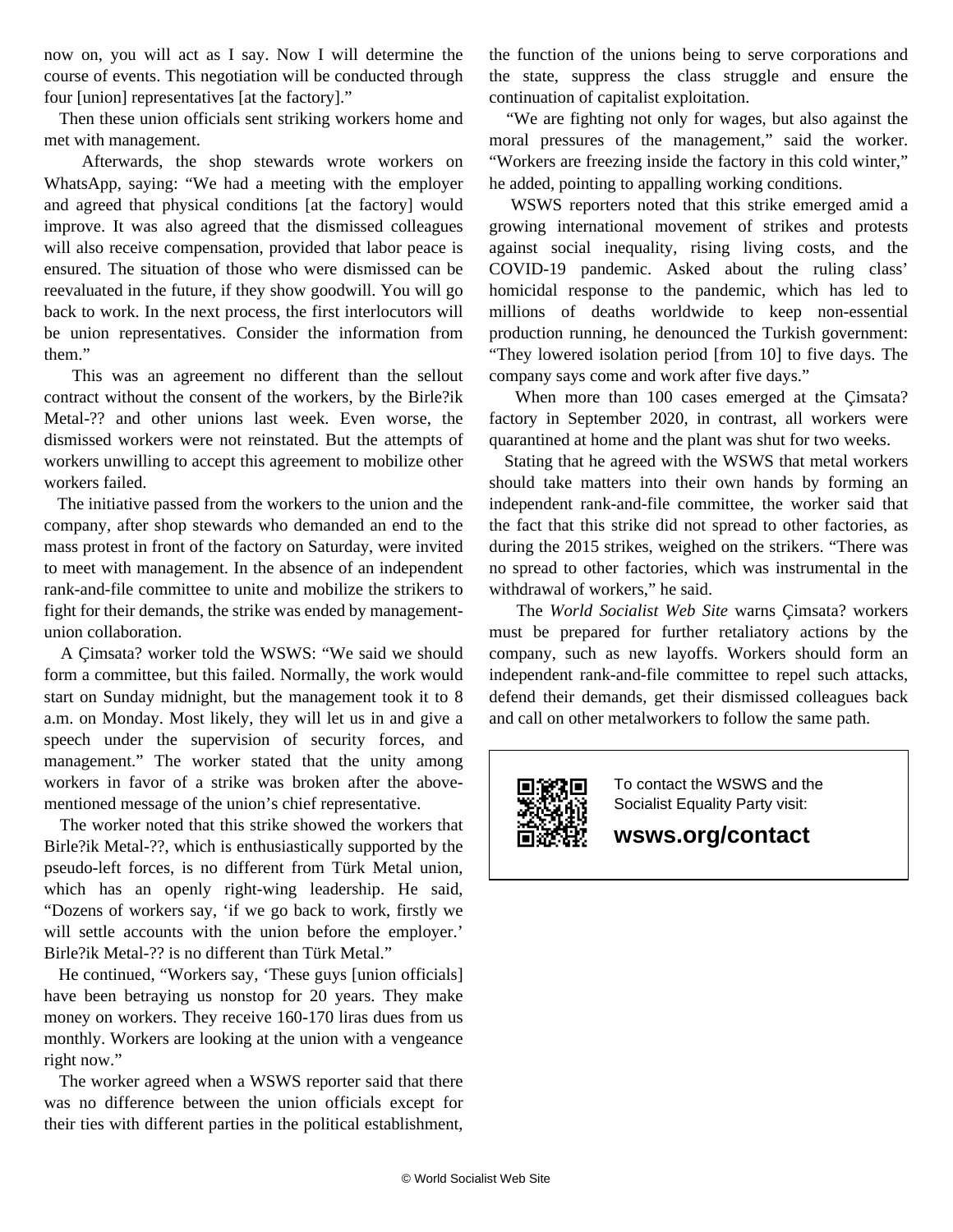now on, you will act as I say. Now I will determine the course of events. This negotiation will be conducted through four [union] representatives [at the factory]."

Then these union officials sent striking workers home and met with management.

Afterwards, the shop stewards wrote workers on WhatsApp, saying: "We had a meeting with the employer and agreed that physical conditions [at the factory] would improve. It was also agreed that the dismissed colleagues will also receive compensation, provided that labor peace is ensured. The situation of those who were dismissed can be reevaluated in the future, if they show goodwill. You will go back to work. In the next process, the first interlocutors will be union representatives. Consider the information from them."

This was an agreement no different than the sellout contract without the consent of the workers, by the Birle?ik Metal-?? and other unions last week. Even worse, the dismissed workers were not reinstated. But the attempts of workers unwilling to accept this agreement to mobilize other workers failed.

The initiative passed from the workers to the union and the company, after shop stewards who demanded an end to the mass protest in front of the factory on Saturday, were invited to meet with management. In the absence of an independent rank-and-file committee to unite and mobilize the strikers to fight for their demands, the strike was ended by management-union collaboration.

A Çimsata? worker told the WSWS: "We said we should form a committee, but this failed. Normally, the work would start on Sunday midnight, but the management took it to 8 a.m. on Monday. Most likely, they will let us in and give a speech under the supervision of security forces, and management." The worker stated that the unity among workers in favor of a strike was broken after the above-mentioned message of the union's chief representative.

The worker noted that this strike showed the workers that Birle?ik Metal-??, which is enthusiastically supported by the pseudo-left forces, is no different from Türk Metal union, which has an openly right-wing leadership. He said, "Dozens of workers say, 'if we go back to work, firstly we will settle accounts with the union before the employer.' Birle?ik Metal-?? is no different than Türk Metal."

He continued, "Workers say, 'These guys [union officials] have been betraying us nonstop for 20 years. They make money on workers. They receive 160-170 liras dues from us monthly. Workers are looking at the union with a vengeance right now."

The worker agreed when a WSWS reporter said that there was no difference between the union officials except for their ties with different parties in the political establishment, the function of the unions being to serve corporations and the state, suppress the class struggle and ensure the continuation of capitalist exploitation.

"We are fighting not only for wages, but also against the moral pressures of the management," said the worker. "Workers are freezing inside the factory in this cold winter," he added, pointing to appalling working conditions.

WSWS reporters noted that this strike emerged amid a growing international movement of strikes and protests against social inequality, rising living costs, and the COVID-19 pandemic. Asked about the ruling class' homicidal response to the pandemic, which has led to millions of deaths worldwide to keep non-essential production running, he denounced the Turkish government: "They lowered isolation period [from 10] to five days. The company says come and work after five days."

When more than 100 cases emerged at the Çimsata? factory in September 2020, in contrast, all workers were quarantined at home and the plant was shut for two weeks.

Stating that he agreed with the WSWS that metal workers should take matters into their own hands by forming an independent rank-and-file committee, the worker said that the fact that this strike did not spread to other factories, as during the 2015 strikes, weighed on the strikers. "There was no spread to other factories, which was instrumental in the withdrawal of workers," he said.

The *World Socialist Web Site* warns Çimsata? workers must be prepared for further retaliatory actions by the company, such as new layoffs. Workers should form an independent rank-and-file committee to repel such attacks, defend their demands, get their dismissed colleagues back and call on other metalworkers to follow the same path.

To contact the WSWS and the Socialist Equality Party visit:

**wsws.org/contact**